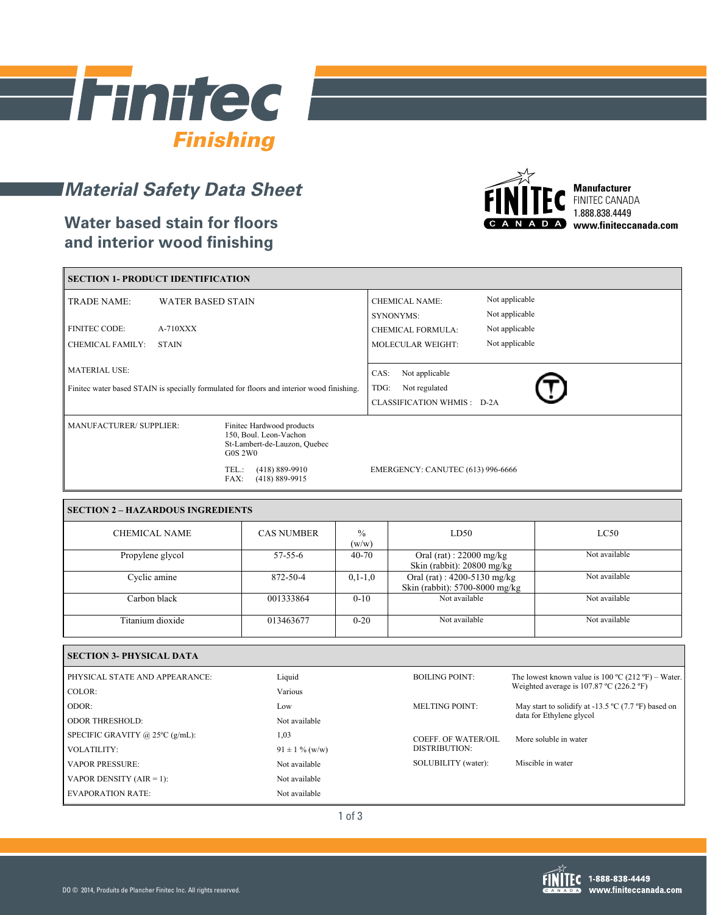# Finitec Finishing

## Material Safety Data Sheet

### Water based stain for floors and interior wood finishing

**Manufacturer**
FINITEC CANADA
1.888.838.4449
**www.finiteccanada.com**

| SECTION 1- PRODUCT IDENTIFICATION | |
|---|---|
| TRADE NAME: WATER BASED STAIN | CHEMICAL NAME: Not applicable |
| | SYNONYMS: Not applicable |
| FINITEC CODE: A-710XXX | CHEMICAL FORMULA: Not applicable |
| CHEMICAL FAMILY: STAIN | MOLECULAR WEIGHT: Not applicable |
| MATERIAL USE: | CAS: Not applicable |
| Finitec water based STAIN is specially formulated for floors and interior wood finishing. | TDG: Not regulated |
| | CLASSIFICATION WHMIS : D-2A |
| MANUFACTURER/ SUPPLIER: Finitec Hardwood products, 150, Boul. Leon-Vachon, St-Lambert-de-Lauzon, Quebec G0S 2W0 | |
| TEL.: (418) 889-9910<br>FAX: (418) 889-9915 | EMERGENCY: CANUTEC (613) 996-6666 |

**SECTION 2 – HAZARDOUS INGREDIENTS**

| CHEMICAL NAME | CAS NUMBER | % (w/w) | LD50 | LC50 |
|---|---|---|---|---|
| Propylene glycol | 57-55-6 | 40-70 | Oral (rat) : 22000 mg/kg<br>Skin (rabbit): 20800 mg/kg | Not available |
| Cyclic amine | 872-50-4 | 0,1-1,0 | Oral (rat) : 4200-5130 mg/kg<br>Skin (rabbit): 5700-8000 mg/kg | Not available |
| Carbon black | 001333864 | 0-10 | Not available | Not available |
| Titanium dioxide | 013463677 | 0-20 | Not available | Not available |

**SECTION 3- PHYSICAL DATA**

| | | | |
|---|---|---|---|
| PHYSICAL STATE AND APPEARANCE: | Liquid | BOILING POINT: | The lowest known value is 100 ºC (212 ºF) – Water. Weighted average is 107.87 ºC (226.2 ºF) |
| COLOR: | Various | | |
| ODOR: | Low | MELTING POINT: | May start to solidify at -13.5 ºC (7.7 ºF) based on data for Ethylene glycol |
| ODOR THRESHOLD: | Not available | | |
| SPECIFIC GRAVITY @ 25ºC (g/mL): | 1,03 | COEFF. OF WATER/OIL DISTRIBUTION: | More soluble in water |
| VOLATILITY: | 91 ± 1 % (w/w) | | |
| VAPOR PRESSURE: | Not available | SOLUBILITY (water): | Miscible in water |
| VAPOR DENSITY (AIR = 1): | Not available | | |
| EVAPORATION RATE: | Not available | | |

DO © 2014, Produits de Plancher Finitec Inc. All rights reserved.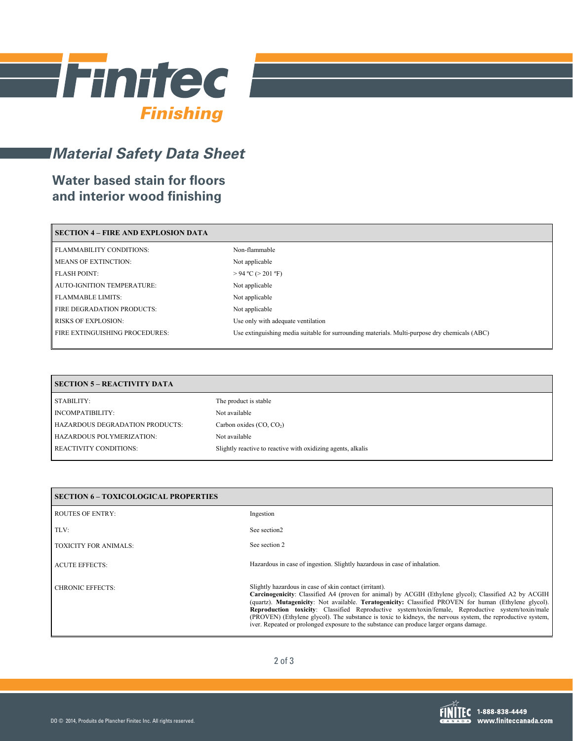# Material Safety Data Sheet

## Water based stain for floors and interior wood finishing

| SECTION 4 – FIRE AND EXPLOSION DATA | |
|---|---|
| FLAMMABILITY CONDITIONS: | Non-flammable |
| MEANS OF EXTINCTION: | Not applicable |
| FLASH POINT: | > 94 ºC (> 201 ºF) |
| AUTO-IGNITION TEMPERATURE: | Not applicable |
| FLAMMABLE LIMITS: | Not applicable |
| FIRE DEGRADATION PRODUCTS: | Not applicable |
| RISKS OF EXPLOSION: | Use only with adequate ventilation |
| FIRE EXTINGUISHING PROCEDURES: | Use extinguishing media suitable for surrounding materials. Multi-purpose dry chemicals (ABC) |

| SECTION 5 – REACTIVITY DATA | |
|---|---|
| STABILITY: | The product is stable |
| INCOMPATIBILITY: | Not available |
| HAZARDOUS DEGRADATION PRODUCTS: | Carbon oxides ($CO$, $CO_2$) |
| HAZARDOUS POLYMERIZATION: | Not available |
| REACTIVITY CONDITIONS: | Slightly reactive to reactive with oxidizing agents, alkalis |

| SECTION 6 – TOXICOLOGICAL PROPERTIES | |
|---|---|
| ROUTES OF ENTRY: | Ingestion |
| TLV: | See section2 |
| TOXICITY FOR ANIMALS: | See section 2 |
| ACUTE EFFECTS: | Hazardous in case of ingestion. Slightly hazardous in case of inhalation. |
| CHRONIC EFFECTS: | Slightly hazardous in case of skin contact (irritant). **Carcinogenicity**: Classified A4 (proven for animal) by ACGIH (Ethylene glycol); Classified A2 by ACGIH (quartz). **Mutagenicity**: Not available. **Teratogenicity:** Classified PROVEN for human (Ethylene glycol). **Reproduction toxicity**: Classified Reproductive system/toxin/female, Reproductive system/toxin/male (PROVEN) (Ethylene glycol). The substance is toxic to kidneys, the nervous system, the reproductive system, iver. Repeated or prolonged exposure to the substance can produce larger organs damage. |

DO © 2014, Produits de Plancher Finitec Inc. All rights reserved.

1-888-838-4449 www.finiteccanada.com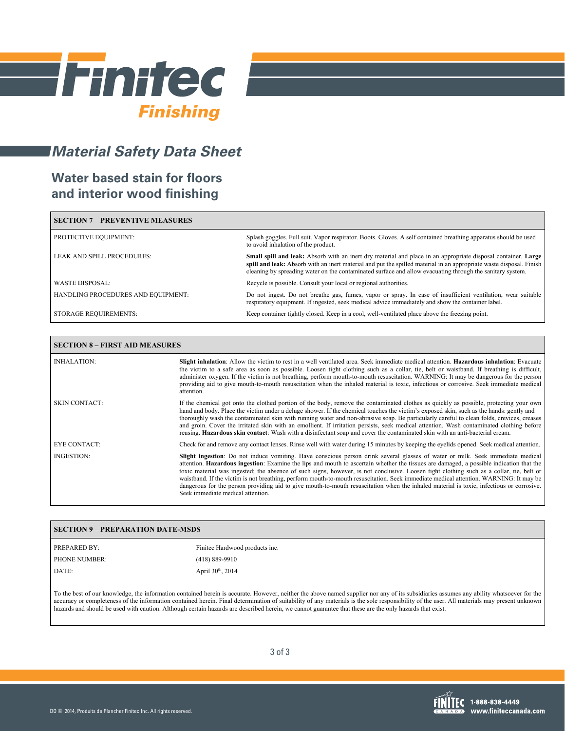# Finitec Finishing

## Material Safety Data Sheet

### Water based stain for floors and interior wood finishing

| SECTION 7 – PREVENTIVE MEASURES | |
|---|---|
| PROTECTIVE EQUIPMENT: | Splash goggles. Full suit. Vapor respirator. Boots. Gloves. A self contained breathing apparatus should be used to avoid inhalation of the product. |
| LEAK AND SPILL PROCEDURES: | **Small spill and leak:** Absorb with an inert dry material and place in an appropriate disposal container. **Large spill and leak:** Absorb with an inert material and put the spilled material in an appropriate waste disposal. Finish cleaning by spreading water on the contaminated surface and allow evacuating through the sanitary system. |
| WASTE DISPOSAL: | Recycle is possible. Consult your local or regional authorities. |
| HANDLING PROCEDURES AND EQUIPMENT: | Do not ingest. Do not breathe gas, fumes, vapor or spray. In case of insufficient ventilation, wear suitable respiratory equipment. If ingested, seek medical advice immediately and show the container label. |
| STORAGE REQUIREMENTS: | Keep container tightly closed. Keep in a cool, well-ventilated place above the freezing point. |

| SECTION 8 – FIRST AID MEASURES | |
|---|---|
| INHALATION: | **Slight inhalation**: Allow the victim to rest in a well ventilated area. Seek immediate medical attention. **Hazardous inhalation**: Evacuate the victim to a safe area as soon as possible. Loosen tight clothing such as a collar, tie, belt or waistband. If breathing is difficult, administer oxygen. If the victim is not breathing, perform mouth-to-mouth resuscitation. WARNING: It may be dangerous for the person providing aid to give mouth-to-mouth resuscitation when the inhaled material is toxic, infectious or corrosive. Seek immediate medical attention. |
| SKIN CONTACT: | If the chemical got onto the clothed portion of the body, remove the contaminated clothes as quickly as possible, protecting your own hand and body. Place the victim under a deluge shower. If the chemical touches the victim's exposed skin, such as the hands: gently and thoroughly wash the contaminated skin with running water and non-abrasive soap. Be particularly careful to clean folds, crevices, creases and groin. Cover the irritated skin with an emollient. If irritation persists, seek medical attention. Wash contaminated clothing before reusing. **Hazardous skin contact**: Wash with a disinfectant soap and cover the contaminated skin with an anti-bacterial cream. |
| EYE CONTACT: | Check for and remove any contact lenses. Rinse well with water during 15 minutes by keeping the eyelids opened. Seek medical attention. |
| INGESTION: | **Slight ingestion**: Do not induce vomiting. Have conscious person drink several glasses of water or milk. Seek immediate medical attention. **Hazardous ingestion**: Examine the lips and mouth to ascertain whether the tissues are damaged, a possible indication that the toxic material was ingested; the absence of such signs, however, is not conclusive. Loosen tight clothing such as a collar, tie, belt or waistband. If the victim is not breathing, perform mouth-to-mouth resuscitation. Seek immediate medical attention. WARNING: It may be dangerous for the person providing aid to give mouth-to-mouth resuscitation when the inhaled material is toxic, infectious or corrosive. Seek immediate medical attention. |

| SECTION 9 – PREPARATION DATE-MSDS | |
|---|---|
| PREPARED BY: | Finitec Hardwood products inc. |
| PHONE NUMBER: | (418) 889-9910 |
| DATE: | April 30th, 2014 |

To the best of our knowledge, the information contained herein is accurate. However, neither the above named supplier nor any of its subsidiaries assumes any ability whatsoever for the accuracy or completeness of the information contained herein. Final determination of suitability of any materials is the sole responsibility of the user. All materials may present unknown hazards and should be used with caution. Although certain hazards are described herein, we cannot guarantee that these are the only hazards that exist.

DO © 2014, Produits de Plancher Finitec Inc. All rights reserved.

FINITEC CANADA 1-888-838-4449 www.finiteccanada.com